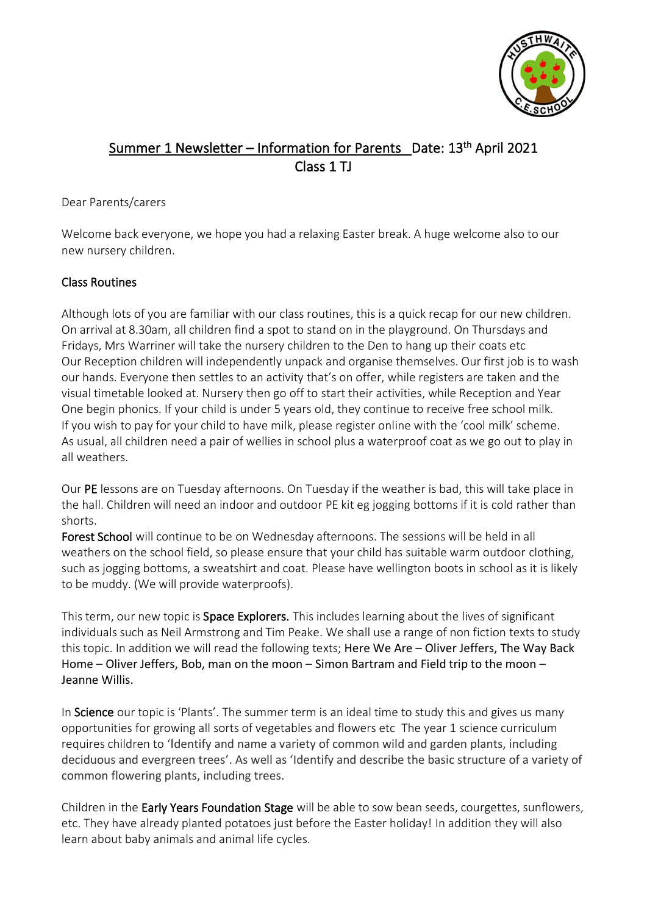# Summer 1 Newsletter – Information for Parents Date: 13th April 2021
## Class 1 TJ

Dear Parents/carers

Welcome back everyone, we hope you had a relaxing Easter break. A huge welcome also to our new nursery children.

### Class Routines

Although lots of you are familiar with our class routines, this is a quick recap for our new children. On arrival at 8.30am, all children find a spot to stand on in the playground. On Thursdays and Fridays, Mrs Warriner will take the nursery children to the Den to hang up their coats etc
Our Reception children will independently unpack and organise themselves. Our first job is to wash our hands. Everyone then settles to an activity that's on offer, while registers are taken and the visual timetable looked at. Nursery then go off to start their activities, while Reception and Year One begin phonics. If your child is under 5 years old, they continue to receive free school milk. If you wish to pay for your child to have milk, please register online with the 'cool milk' scheme. As usual, all children need a pair of wellies in school plus a waterproof coat as we go out to play in all weathers.

Our PE lessons are on Tuesday afternoons. On Tuesday if the weather is bad, this will take place in the hall. Children will need an indoor and outdoor PE kit eg jogging bottoms if it is cold rather than shorts.
Forest School will continue to be on Wednesday afternoons. The sessions will be held in all weathers on the school field, so please ensure that your child has suitable warm outdoor clothing, such as jogging bottoms, a sweatshirt and coat. Please have wellington boots in school as it is likely to be muddy. (We will provide waterproofs).

This term, our new topic is Space Explorers. This includes learning about the lives of significant individuals such as Neil Armstrong and Tim Peake. We shall use a range of non fiction texts to study this topic. In addition we will read the following texts; Here We Are – Oliver Jeffers, The Way Back Home – Oliver Jeffers, Bob, man on the moon – Simon Bartram and Field trip to the moon – Jeanne Willis.

In Science our topic is 'Plants'. The summer term is an ideal time to study this and gives us many opportunities for growing all sorts of vegetables and flowers etc The year 1 science curriculum requires children to 'Identify and name a variety of common wild and garden plants, including deciduous and evergreen trees'. As well as 'Identify and describe the basic structure of a variety of common flowering plants, including trees.

Children in the Early Years Foundation Stage will be able to sow bean seeds, courgettes, sunflowers, etc. They have already planted potatoes just before the Easter holiday! In addition they will also learn about baby animals and animal life cycles.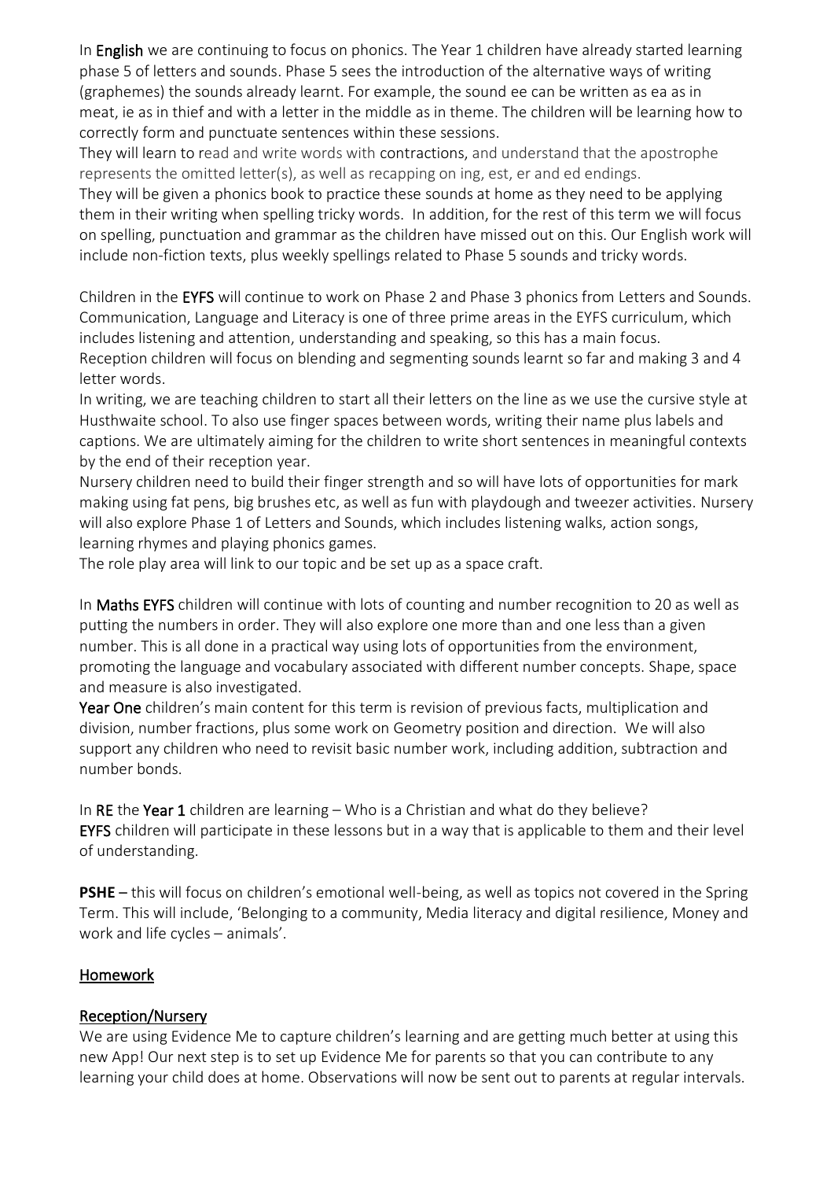In **English** we are continuing to focus on phonics. The Year 1 children have already started learning phase 5 of letters and sounds. Phase 5 sees the introduction of the alternative ways of writing (graphemes) the sounds already learnt. For example, the sound ee can be written as ea as in meat, ie as in thief and with a letter in the middle as in theme. The children will be learning how to correctly form and punctuate sentences within these sessions.
They will learn to read and write words with contractions, and understand that the apostrophe represents the omitted letter(s), as well as recapping on ing, est, er and ed endings.
They will be given a phonics book to practice these sounds at home as they need to be applying them in their writing when spelling tricky words. In addition, for the rest of this term we will focus on spelling, punctuation and grammar as the children have missed out on this. Our English work will include non-fiction texts, plus weekly spellings related to Phase 5 sounds and tricky words.

Children in the **EYFS** will continue to work on Phase 2 and Phase 3 phonics from Letters and Sounds. Communication, Language and Literacy is one of three prime areas in the EYFS curriculum, which includes listening and attention, understanding and speaking, so this has a main focus.
Reception children will focus on blending and segmenting sounds learnt so far and making 3 and 4 letter words.
In writing, we are teaching children to start all their letters on the line as we use the cursive style at Husthwaite school. To also use finger spaces between words, writing their name plus labels and captions. We are ultimately aiming for the children to write short sentences in meaningful contexts by the end of their reception year.
Nursery children need to build their finger strength and so will have lots of opportunities for mark making using fat pens, big brushes etc, as well as fun with playdough and tweezer activities. Nursery will also explore Phase 1 of Letters and Sounds, which includes listening walks, action songs, learning rhymes and playing phonics games.
The role play area will link to our topic and be set up as a space craft.

In **Maths EYFS** children will continue with lots of counting and number recognition to 20 as well as putting the numbers in order. They will also explore one more than and one less than a given number. This is all done in a practical way using lots of opportunities from the environment, promoting the language and vocabulary associated with different number concepts. Shape, space and measure is also investigated.
**Year One** children's main content for this term is revision of previous facts, multiplication and division, number fractions, plus some work on Geometry position and direction. We will also support any children who need to revisit basic number work, including addition, subtraction and number bonds.

In **RE** the **Year 1** children are learning – Who is a Christian and what do they believe?
**EYFS** children will participate in these lessons but in a way that is applicable to them and their level of understanding.

**PSHE** – this will focus on children's emotional well-being, as well as topics not covered in the Spring Term. This will include, 'Belonging to a community, Media literacy and digital resilience, Money and work and life cycles – animals'.

## Homework

### Reception/Nursery

We are using Evidence Me to capture children's learning and are getting much better at using this new App! Our next step is to set up Evidence Me for parents so that you can contribute to any learning your child does at home. Observations will now be sent out to parents at regular intervals.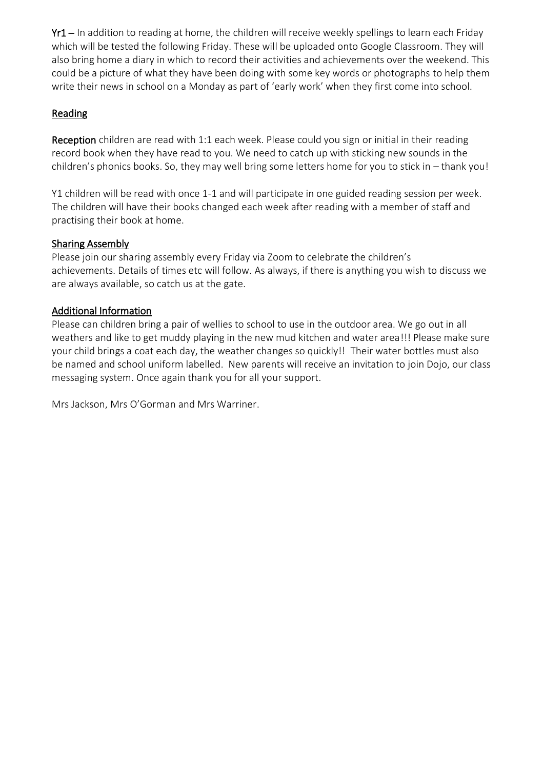**Yr1 –** In addition to reading at home, the children will receive weekly spellings to learn each Friday which will be tested the following Friday. These will be uploaded onto Google Classroom. They will also bring home a diary in which to record their activities and achievements over the weekend. This could be a picture of what they have been doing with some key words or photographs to help them write their news in school on a Monday as part of 'early work' when they first come into school.

## Reading

**Reception** children are read with 1:1 each week. Please could you sign or initial in their reading record book when they have read to you. We need to catch up with sticking new sounds in the children's phonics books. So, they may well bring some letters home for you to stick in – thank you!

Y1 children will be read with once 1-1 and will participate in one guided reading session per week. The children will have their books changed each week after reading with a member of staff and practising their book at home.

## Sharing Assembly

Please join our sharing assembly every Friday via Zoom to celebrate the children's achievements. Details of times etc will follow. As always, if there is anything you wish to discuss we are always available, so catch us at the gate.

## Additional Information

Please can children bring a pair of wellies to school to use in the outdoor area. We go out in all weathers and like to get muddy playing in the new mud kitchen and water area!!! Please make sure your child brings a coat each day, the weather changes so quickly!! Their water bottles must also be named and school uniform labelled. New parents will receive an invitation to join Dojo, our class messaging system. Once again thank you for all your support.

Mrs Jackson, Mrs O'Gorman and Mrs Warriner.